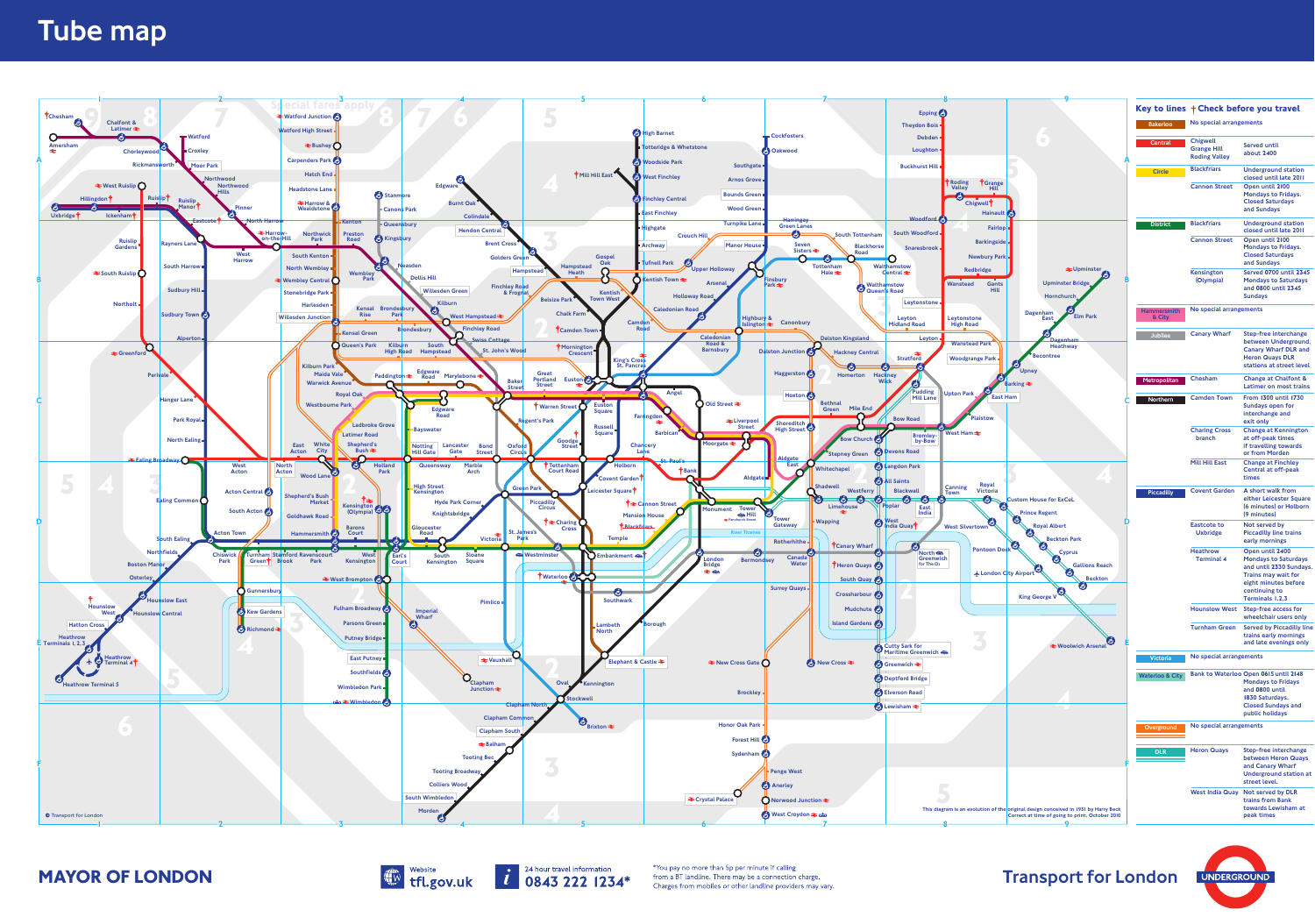# Tube map

## Key to lines ✝ Check before you travel

| Line | Station | Arrangement |
|---|---|---|
| Bakerloo | | No special arrangements |
| Central | Chigwell, Grange Hill, Roding Valley | Served until about 2400 |
| Circle | Blackfriars | Underground station closed until late 2011 |
| | Cannon Street | Open until 2100 Mondays to Fridays. Closed Saturdays and Sundays |
| District | Blackfriars | Underground station closed until late 2011 |
| | Cannon Street | Open until 2100 Mondays to Fridays. Closed Saturdays and Sundays |
| | Kensington (Olympia) | Served 0700 until 2345 Mondays to Saturdays and 0800 until 2345 Sundays |
| Hammersmith & City | | No special arrangements |
| Jubilee | Canary Wharf | Step-free interchange between Underground, Canary Wharf DLR and Heron Quays DLR stations at street level |
| Metropolitan | Chesham | Change at Chalfont & Latimer on most trains |
| Northern | Camden Town | From 1300 until 1730 Sundays open for interchange and exit only |
| | Charing Cross branch | Change at Kennington at off-peak times if travelling towards or from Morden |
| | Mill Hill East | Change at Finchley Central at off-peak times |
| Piccadilly | Covent Garden | A short walk from either Leicester Square (6 minutes) or Holborn (9 minutes) |
| | Eastcote to Uxbridge | Not served by Piccadilly line trains early mornings |
| | Heathrow Terminal 4 | Open until 2400 Mondays to Saturdays and until 2330 Sundays. Trains may wait for eight minutes before continuing to Terminals 1,2,3 |
| | Hounslow West | Step-free access for wheelchair users only |
| | Turnham Green | Served by Piccadilly line trains early mornings and late evenings only |
| Victoria | | No special arrangements |
| Waterloo & City | Bank to Waterloo | Open 0615 until 2148 Mondays to Fridays and 0800 until 1830 Saturdays. Closed Sundays and public holidays |
| Overground | | No special arrangements |
| DLR | Heron Quays | Step-free interchange between Heron Quays and Canary Wharf Underground station at street level. |
| | West India Quay | Not served by DLR trains from Bank towards Lewisham at peak times |

Special fares apply

This diagram is an evolution of the original design conceived in 1931 by Harry Beck. Correct at time of going to print, October 2010

© Transport for London

MAYOR OF LONDON

Website tfl.gov.uk

24 hour travel information 0843 222 1234*

*You pay no more than 5p per minute if calling from a BT landline. There may be a connection charge. Charges from mobiles or other landline providers may vary.

Transport for London

UNDERGROUND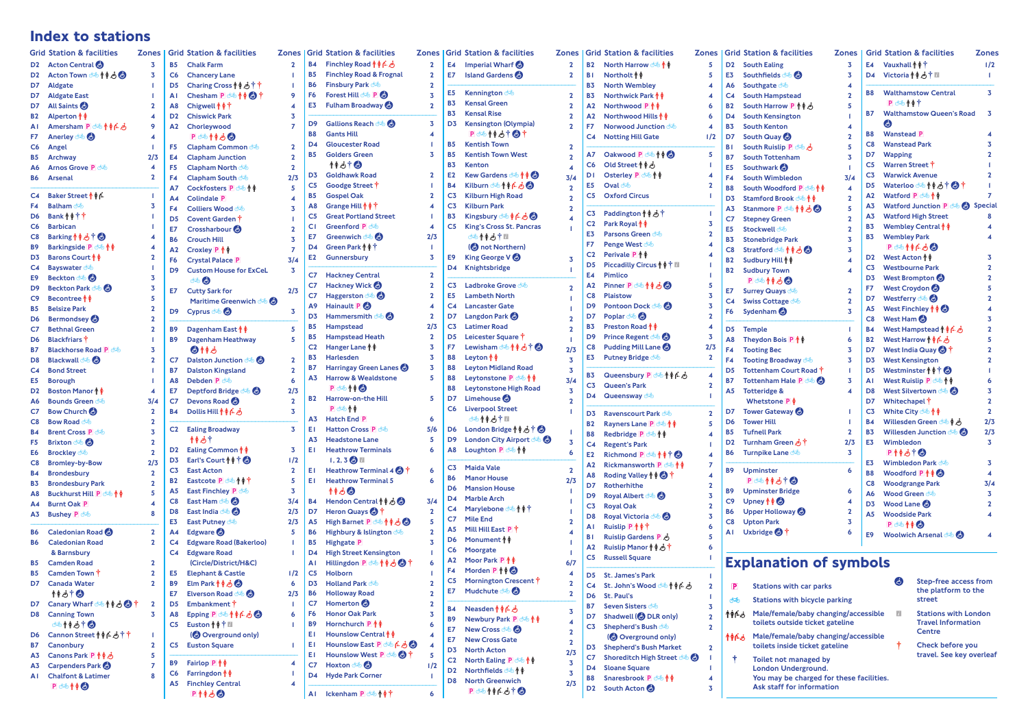# Index to stations

| Grid | Station & facilities | Zones |
|---|---|---|
| D2 | Acton Central | 3 |
| D2 | Acton Town | 3 |
| D7 | Aldgate | 1 |
| D7 | Aldgate East | 1 |
| D7 | All Saints | 2 |
| B2 | Alperton | 4 |
| A1 | Amersham | 9 |
| F7 | Anerley | 4 |
| C6 | Angel | 1 |
| B5 | Archway | 2/3 |
| A6 | Arnos Grove | 4 |
| B6 | Arsenal | 2 |
| C4 | Baker Street | 1 |
| F4 | Balham | 3 |
| D6 | Bank | 1 |
| C6 | Barbican | 1 |
| C8 | Barking | 4 |
| B9 | Barkingside | 4 |
| D3 | Barons Court | 2 |
| C4 | Bayswater | 1 |
| E9 | Beckton | 3 |
| D9 | Beckton Park | 3 |
| C9 | Becontree | 5 |
| B5 | Belsize Park | 2 |
| D6 | Bermondsey | 2 |
| C7 | Bethnal Green | 2 |
| D6 | Blackfriars | 1 |
| B7 | Blackhorse Road | 3 |
| D8 | Blackwall | 2 |
| C4 | Bond Street | 1 |
| E5 | Borough | 1 |
| D2 | Boston Manor | 4 |
| A6 | Bounds Green | 3/4 |
| C7 | Bow Church | 2 |
| C7 | Bow Road | 2 |
| B4 | Brent Cross | 3 |
| F5 | Brixton | 2 |
| C6 | Brockley | 2 |
| C8 | Bromley-by-Bow | 2/3 |
| B4 | Brondesbury | 2 |
| B3 | Brondesbury Park | 2 |
| B8 | Buckhurst Hill | 5 |
| A4 | Burnt Oak | 4 |
| A3 | Bushey | 8 |
| B6 | Caledonian Road | 2 |
| B6 | Caledonian Road & Barnsbury | 2 |
| B5 | Camden Road | 2 |
| B5 | Camden Town | 2 |
| D7 | Canada Water | 2 |
| D7 | Canary Wharf | 2 |
| D8 | Canning Town | 3 |
| D6 | Cannon Street | 1 |
| B7 | Canonbury | 2 |
| A3 | Canons Park | 5 |
| A3 | Carpenders Park | 7 |
| A1 | Chalfont & Latimer | 8 |
| B5 | Chalk Farm | 2 |
| C6 | Chancery Lane | 1 |
| D5 | Charing Cross | 1 |
| A1 | Chesham | 9 |
| A8 | Chigwell | 4 |
| D2 | Chiswick Park | 3 |
| A2 | Chorleywood | 7 |
| F5 | Clapham Common | 2 |
| E4 | Clapham Junction | 2 |
| F5 | Clapham North | 2 |
| F4 | Clapham South | 2/3 |
| A7 | Cockfosters | 5 |
| A4 | Colindale | 4 |
| F4 | Colliers Wood | 3 |
| D5 | Covent Garden | 1 |
| E7 | Crossharbour | 2 |
| B6 | Crouch Hill | 3 |
| A2 | Croxley | 7 |
| F6 | Crystal Palace | 3/4 |
| D9 | Custom House for ExCeL | 3 |
| E7 | Cutty Sark for Maritime Greenwich | 2/3 |
| D9 | Cyprus | 3 |
| B9 | Dagenham East | 5 |
| B9 | Dagenham Heathway | 5 |
| C7 | Dalston Junction | 2 |
| B7 | Dalston Kingsland | 2 |
| A8 | Debden | 6 |
| E7 | Deptford Bridge | 2/3 |
| C7 | Devons Road | 2 |
| B4 | Dollis Hill | 3 |
| C2 | Ealing Broadway | 3 |
| D2 | Ealing Common | 3 |
| D3 | Earl's Court | 1/2 |
| C3 | East Acton | 2 |
| B2 | Eastcote | 5 |
| A5 | East Finchley | 3 |
| C8 | East Ham | 3/4 |
| D8 | East India | 2/3 |
| E3 | East Putney | 2/3 |
| A4 | Edgware | 5 |
| C4 | Edgware Road (Bakerloo) | 1 |
| C4 | Edgware Road (Circle/District/H&C) | 1 |
| E5 | Elephant & Castle | 1/2 |
| B9 | Elm Park | 6 |
| E7 | Elverson Road | 2/3 |
| D5 | Embankment | 1 |
| A8 | Epping | 6 |
| C5 | Euston (Overground only) | 1 |
| C5 | Euston Square | 1 |
| B9 | Fairlop | 4 |
| C6 | Farringdon | 1 |
| A5 | Finchley Central | 4 |
| B4 | Finchley Road | 2 |
| B5 | Finchley Road & Frognal | 2 |
| B6 | Finsbury Park | 2 |
| F6 | Forest Hill | 3 |
| E3 | Fulham Broadway | 2 |
| D9 | Gallions Reach | 3 |
| B8 | Gants Hill | 4 |
| D4 | Gloucester Road | 1 |
| B5 | Golders Green | 3 |
| D3 | Goldhawk Road | 2 |
| C5 | Goodge Street | 1 |
| C3 | Gospel Oak | 2 |
| A8 | Grange Hill | 4 |
| C5 | Great Portland Street | 1 |
| C1 | Greenford | 4 |
| E7 | Greenwich | 2/3 |
| D4 | Green Park | 1 |
| E2 | Gunnersbury | 3 |
| C7 | Hackney Central | 2 |
| C7 | Hackney Wick | 2 |
| C7 | Haggerston | 2 |
| A9 | Hainault | 4 |
| D3 | Hammersmith | 2 |
| B5 | Hampstead | 2/3 |
| B5 | Hampstead Heath | 2 |
| C2 | Hanger Lane | 3 |
| B3 | Harlesden | 3 |
| B7 | Harringay Green Lanes | 3 |
| A3 | Harrow & Wealdstone | 5 |
| B2 | Harrow-on-the-Hill | 5 |
| A3 | Hatch End | 6 |
| E1 | Hatton Cross | 5/6 |
| A3 | Headstone Lane | 5 |
| E1 | Heathrow Terminals 1, 2, 3 | 6 |
| E1 | Heathrow Terminal 4 | 6 |
| E1 | Heathrow Terminal 5 | 6 |
| B4 | Hendon Central | 3/4 |
| D7 | Heron Quays | 2 |
| A5 | High Barnet | 5 |
| B6 | Highbury & Islington | 2 |
| B5 | Highgate | 3 |
| D4 | High Street Kensington | 1 |
| A1 | Hillingdon | 6 |
| C5 | Holborn | 1 |
| D3 | Holland Park | 2 |
| B6 | Holloway Road | 2 |
| C7 | Homerton | 2 |
| F6 | Honor Oak Park | 3 |
| B9 | Hornchurch | 6 |
| E1 | Hounslow Central | 4 |
| E1 | Hounslow East | 4 |
| E1 | Hounslow West | 5 |
| C7 | Hoxton | 1/2 |
| D4 | Hyde Park Corner | 1 |
| A1 | Ickenham | 6 |
| E4 | Imperial Wharf | 2 |
| E7 | Island Gardens | 2 |
| E5 | Kennington | 2 |
| B3 | Kensal Green | 2 |
| B3 | Kensal Rise | 2 |
| D3 | Kensington (Olympia) | 2 |
| B5 | Kentish Town | 2 |
| B5 | Kentish Town West | 2 |
| B3 | Kenton | 4 |
| E2 | Kew Gardens | 3/4 |
| B4 | Kilburn | 2 |
| C3 | Kilburn High Road | 2 |
| C3 | Kilburn Park | 2 |
| B3 | Kingsbury | 4 |
| C5 | King's Cross St. Pancras (not Northern) | 1 |
| E9 | King George V | 3 |
| D4 | Knightsbridge | 1 |
| C3 | Ladbroke Grove | 2 |
| E5 | Lambeth North | 1 |
| C4 | Lancaster Gate | 1 |
| D7 | Langdon Park | 2 |
| C3 | Latimer Road | 2 |
| D5 | Leicester Square | 1 |
| F7 | Lewisham | 2/3 |
| B8 | Leyton | 3 |
| B8 | Leyton Midland Road | 3 |
| B8 | Leytonstone | 3/4 |
| B8 | Leytonstone High Road | 3 |
| D7 | Limehouse | 2 |
| C6 | Liverpool Street | 1 |
| D6 | London Bridge | 1 |
| D9 | London City Airport | 3 |
| A8 | Loughton | 6 |
| C3 | Maida Vale | 2 |
| B6 | Manor House | 2/3 |
| D6 | Mansion House | 1 |
| D4 | Marble Arch | 1 |
| C4 | Marylebone | 1 |
| C7 | Mile End | 2 |
| A5 | Mill Hill East | 4 |
| D6 | Monument | 1 |
| C6 | Moorgate | 1 |
| A2 | Moor Park | 6/7 |
| F4 | Morden | 4 |
| C5 | Mornington Crescent | 2 |
| E7 | Mudchute | 2 |
| B4 | Neasden | 3 |
| B9 | Newbury Park | 4 |
| E7 | New Cross | 2 |
| E7 | New Cross Gate | 2 |
| D3 | North Acton | 2/3 |
| C2 | North Ealing | 3 |
| D2 | Northfields | 3 |
| D8 | North Greenwich | 2/3 |
| B2 | North Harrow | 5 |
| B1 | Northolt | 5 |
| B3 | North Wembley | 4 |
| B2 | Northwick Park | 4 |
| A2 | Northwood | 6 |
| A2 | Northwood Hills | 6 |
| F7 | Norwood Junction | 4 |
| C4 | Notting Hill Gate | 1/2 |
| A7 | Oakwood | 5 |
| C6 | Old Street | 1 |
| D1 | Osterley | 4 |
| E5 | Oval | 2 |
| C5 | Oxford Circus | 1 |
| C3 | Paddington | 1 |
| C2 | Park Royal | 3 |
| E3 | Parsons Green | 2 |
| F7 | Penge West | 4 |
| C2 | Perivale | 4 |
| D5 | Piccadilly Circus | 1 |
| E4 | Pimlico | 1 |
| A2 | Pinner | 5 |
| C8 | Plaistow | 3 |
| D8 | Pontoon Dock | 3 |
| D7 | Poplar | 2 |
| B3 | Preston Road | 4 |
| D9 | Prince Regent | 3 |
| C8 | Pudding Mill Lane | 2/3 |
| E3 | Putney Bridge | 2 |
| B3 | Queensbury | 4 |
| C3 | Queen's Park | 2 |
| D4 | Queensway | 1 |
| D3 | Ravenscourt Park | 2 |
| B2 | Rayners Lane | 5 |
| B8 | Redbridge | 4 |
| C4 | Regent's Park | 1 |
| E2 | Richmond | 4 |
| A2 | Rickmansworth | 7 |
| A8 | Roding Valley | 4 |
| D7 | Rotherhithe | 2 |
| D9 | Royal Albert | 3 |
| C3 | Royal Oak | 2 |
| D8 | Royal Victoria | 3 |
| B1 | Ruislip | 6 |
| B1 | Ruislip Gardens | 5 |
| A2 | Ruislip Manor | 6 |
| C5 | Russell Square | 1 |
| D5 | St. James's Park | 1 |
| C4 | St. John's Wood | 2 |
| D6 | St. Paul's | 1 |
| B7 | Seven Sisters | 3 |
| D7 | Shadwell (DLR only) | 2 |
| C3 | Shepherd's Bush (Overground only) | 2 |
| D3 | Shepherd's Bush Market | 2 |
| C7 | Shoreditch High Street | 1 |
| D4 | Sloane Square | 1 |
| B8 | Snaresbrook | 4 |
| D2 | South Acton | 3 |
| D2 | South Ealing | 3 |
| E3 | Southfields | 3 |
| A6 | Southgate | 4 |
| C4 | South Hampstead | 2 |
| B2 | South Harrow | 5 |
| D4 | South Kensington | 1 |
| B3 | South Kenton | 4 |
| D7 | South Quay | 2 |
| B1 | South Ruislip | 5 |
| B7 | South Tottenham | 3 |
| E5 | Southwark | 1 |
| F4 | South Wimbledon | 3/4 |
| B8 | South Woodford | 4 |
| D3 | Stamford Brook | 2 |
| A3 | Stanmore | 5 |
| C7 | Stepney Green | 2 |
| E5 | Stockwell | 2 |
| B3 | Stonebridge Park | 3 |
| C8 | Stratford | 3 |
| B2 | Sudbury Hill | 4 |
| B2 | Sudbury Town | 4 |
| E7 | Surrey Quays | 2 |
| C4 | Swiss Cottage | 2 |
| F6 | Sydenham | 3 |
| D5 | Temple | 1 |
| A8 | Theydon Bois | 6 |
| F4 | Tooting Bec | 3 |
| F4 | Tooting Broadway | 3 |
| D5 | Tottenham Court Road | 1 |
| B7 | Tottenham Hale | 3 |
| A5 | Totteridge & Whetstone | 4 |
| D7 | Tower Gateway | 1 |
| D6 | Tower Hill | 1 |
| B5 | Tufnell Park | 2 |
| D2 | Turnham Green | 2/3 |
| B6 | Turnpike Lane | 3 |
| B9 | Upminster | 6 |
| B9 | Upminster Bridge | 6 |
| C9 | Upney | 4 |
| B6 | Upper Holloway | 2 |
| C8 | Upton Park | 3 |
| A1 | Uxbridge | 6 |
| E4 | Vauxhall | 1/2 |
| D4 | Victoria | 1 |
| B8 | Walthamstow Central | 3 |
| B7 | Walthamstow Queen's Road | 3 |
| B8 | Wanstead | 4 |
| C8 | Wanstead Park | 3 |
| D7 | Wapping | 2 |
| C5 | Warren Street | 1 |
| C3 | Warwick Avenue | 2 |
| D5 | Waterloo | 1 |
| A2 | Watford | 7 |
| A3 | Watford Junction | Special |
| A3 | Watford High Street | 8 |
| B3 | Wembley Central | 4 |
| B3 | Wembley Park | 4 |
| D2 | West Acton | 3 |
| C3 | Westbourne Park | 2 |
| D3 | West Brompton | 2 |
| F7 | West Croydon | 5 |
| D7 | Westferry | 2 |
| A5 | West Finchley | 4 |
| C8 | West Ham | 3 |
| B4 | West Hampstead | 2 |
| B2 | West Harrow | 5 |
| D7 | West India Quay | 2 |
| D3 | West Kensington | 2 |
| D5 | Westminster | 1 |
| A1 | West Ruislip | 6 |
| D8 | West Silvertown | 3 |
| D7 | Whitechapel | 2 |
| C3 | White City | 2 |
| B4 | Willesden Green | 2/3 |
| B3 | Willesden Junction | 2/3 |
| E3 | Wimbledon | 3 |
| E3 | Wimbledon Park | 3 |
| B8 | Woodford | 4 |
| C8 | Woodgrange Park | 3/4 |
| A6 | Wood Green | 3 |
| C3 | Wood Lane | 2 |
| A5 | Woodside Park | 4 |
| E9 | Woolwich Arsenal | 4 |

## Explanation of symbols

- P — Stations with car parks
- Stations with bicycle parking
- Male/female/baby changing/accessible toilets outside ticket gateline
- Male/female/baby changing/accessible toilets inside ticket gateline
- Toilet not managed by London Underground. You may be charged for these facilities. Ask staff for information
- Step-free access from the platform to the street
- Stations with London Travel Information Centre
- † Check before you travel. See key overleaf